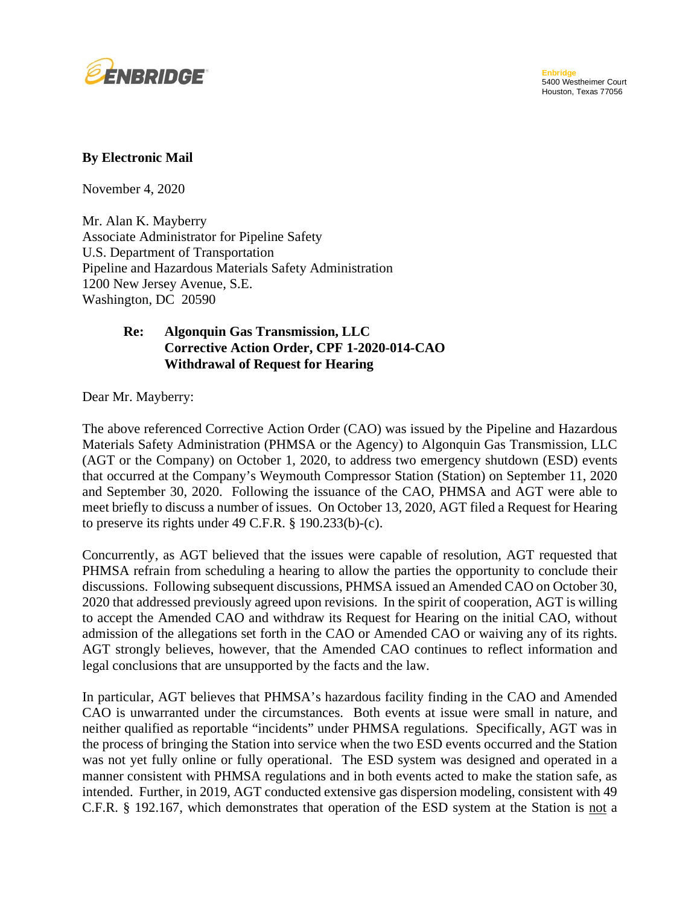Enbridge
5400 Westheimer Court
Houston, Texas 77056

**By Electronic Mail**

November 4, 2020

Mr. Alan K. Mayberry
Associate Administrator for Pipeline Safety
U.S. Department of Transportation
Pipeline and Hazardous Materials Safety Administration
1200 New Jersey Avenue, S.E.
Washington, DC 20590

**Re: Algonquin Gas Transmission, LLC**
**Corrective Action Order, CPF 1-2020-014-CAO**
**Withdrawal of Request for Hearing**

Dear Mr. Mayberry:

The above referenced Corrective Action Order (CAO) was issued by the Pipeline and Hazardous Materials Safety Administration (PHMSA or the Agency) to Algonquin Gas Transmission, LLC (AGT or the Company) on October 1, 2020, to address two emergency shutdown (ESD) events that occurred at the Company's Weymouth Compressor Station (Station) on September 11, 2020 and September 30, 2020. Following the issuance of the CAO, PHMSA and AGT were able to meet briefly to discuss a number of issues. On October 13, 2020, AGT filed a Request for Hearing to preserve its rights under 49 C.F.R. § 190.233(b)-(c).

Concurrently, as AGT believed that the issues were capable of resolution, AGT requested that PHMSA refrain from scheduling a hearing to allow the parties the opportunity to conclude their discussions. Following subsequent discussions, PHMSA issued an Amended CAO on October 30, 2020 that addressed previously agreed upon revisions. In the spirit of cooperation, AGT is willing to accept the Amended CAO and withdraw its Request for Hearing on the initial CAO, without admission of the allegations set forth in the CAO or Amended CAO or waiving any of its rights. AGT strongly believes, however, that the Amended CAO continues to reflect information and legal conclusions that are unsupported by the facts and the law.

In particular, AGT believes that PHMSA's hazardous facility finding in the CAO and Amended CAO is unwarranted under the circumstances. Both events at issue were small in nature, and neither qualified as reportable "incidents" under PHMSA regulations. Specifically, AGT was in the process of bringing the Station into service when the two ESD events occurred and the Station was not yet fully online or fully operational. The ESD system was designed and operated in a manner consistent with PHMSA regulations and in both events acted to make the station safe, as intended. Further, in 2019, AGT conducted extensive gas dispersion modeling, consistent with 49 C.F.R. § 192.167, which demonstrates that operation of the ESD system at the Station is <u>not</u> a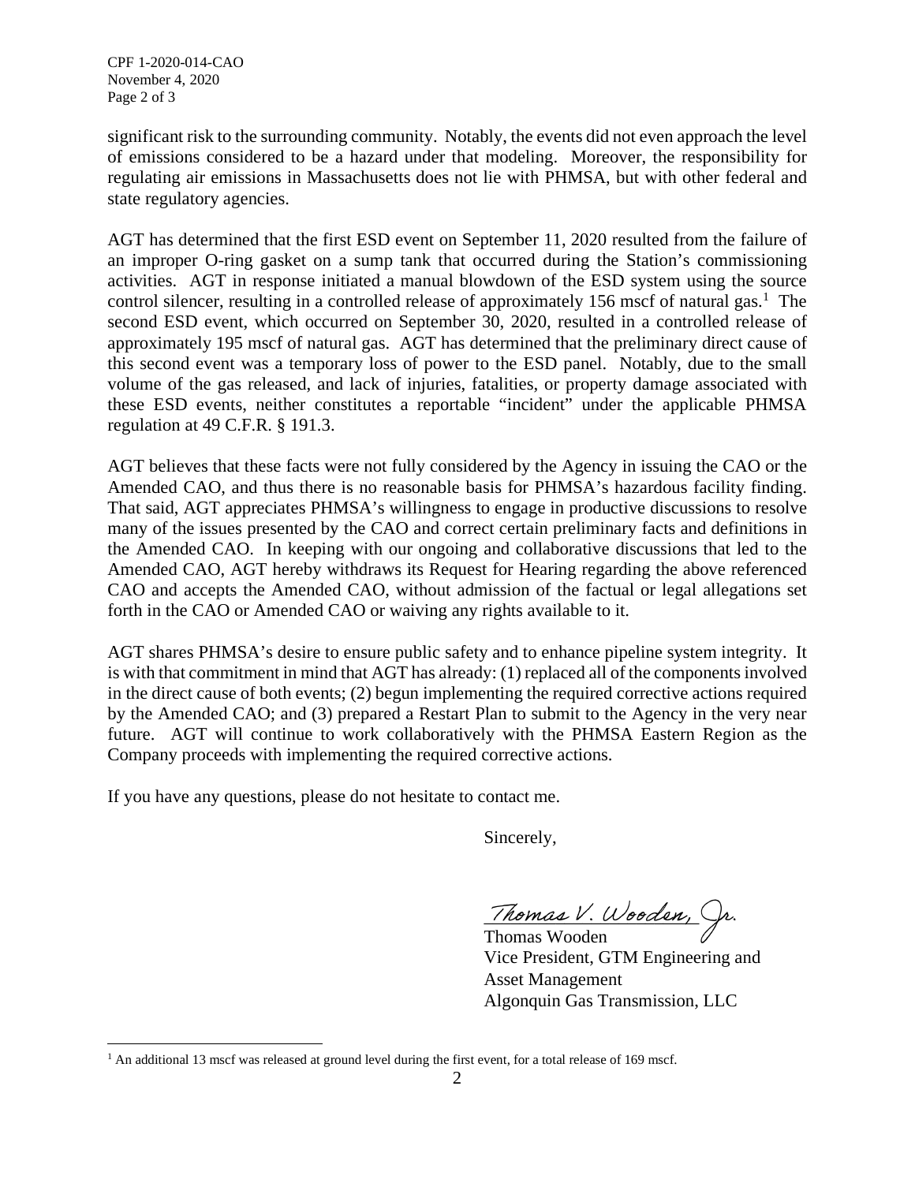significant risk to the surrounding community. Notably, the events did not even approach the level of emissions considered to be a hazard under that modeling. Moreover, the responsibility for regulating air emissions in Massachusetts does not lie with PHMSA, but with other federal and state regulatory agencies.

AGT has determined that the first ESD event on September 11, 2020 resulted from the failure of an improper O-ring gasket on a sump tank that occurred during the Station's commissioning activities. AGT in response initiated a manual blowdown of the ESD system using the source control silencer, resulting in a controlled release of approximately 156 mscf of natural gas.[1] The second ESD event, which occurred on September 30, 2020, resulted in a controlled release of approximately 195 mscf of natural gas. AGT has determined that the preliminary direct cause of this second event was a temporary loss of power to the ESD panel. Notably, due to the small volume of the gas released, and lack of injuries, fatalities, or property damage associated with these ESD events, neither constitutes a reportable "incident" under the applicable PHMSA regulation at 49 C.F.R. § 191.3.

AGT believes that these facts were not fully considered by the Agency in issuing the CAO or the Amended CAO, and thus there is no reasonable basis for PHMSA's hazardous facility finding. That said, AGT appreciates PHMSA's willingness to engage in productive discussions to resolve many of the issues presented by the CAO and correct certain preliminary facts and definitions in the Amended CAO. In keeping with our ongoing and collaborative discussions that led to the Amended CAO, AGT hereby withdraws its Request for Hearing regarding the above referenced CAO and accepts the Amended CAO, without admission of the factual or legal allegations set forth in the CAO or Amended CAO or waiving any rights available to it.

AGT shares PHMSA's desire to ensure public safety and to enhance pipeline system integrity. It is with that commitment in mind that AGT has already: (1) replaced all of the components involved in the direct cause of both events; (2) begun implementing the required corrective actions required by the Amended CAO; and (3) prepared a Restart Plan to submit to the Agency in the very near future. AGT will continue to work collaboratively with the PHMSA Eastern Region as the Company proceeds with implementing the required corrective actions.

If you have any questions, please do not hesitate to contact me.

Sincerely,

*Thomas V. Wooden, Jr.*

Thomas Wooden
Vice President, GTM Engineering and Asset Management
Algonquin Gas Transmission, LLC

---

[1] An additional 13 mscf was released at ground level during the first event, for a total release of 169 mscf.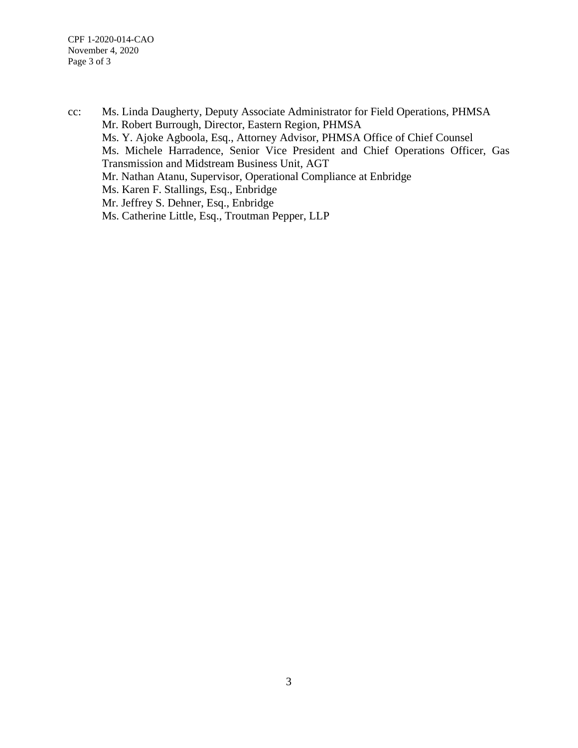cc: Ms. Linda Daugherty, Deputy Associate Administrator for Field Operations, PHMSA
Mr. Robert Burrough, Director, Eastern Region, PHMSA
Ms. Y. Ajoke Agboola, Esq., Attorney Advisor, PHMSA Office of Chief Counsel
Ms. Michele Harradence, Senior Vice President and Chief Operations Officer, Gas Transmission and Midstream Business Unit, AGT
Mr. Nathan Atanu, Supervisor, Operational Compliance at Enbridge
Ms. Karen F. Stallings, Esq., Enbridge
Mr. Jeffrey S. Dehner, Esq., Enbridge
Ms. Catherine Little, Esq., Troutman Pepper, LLP